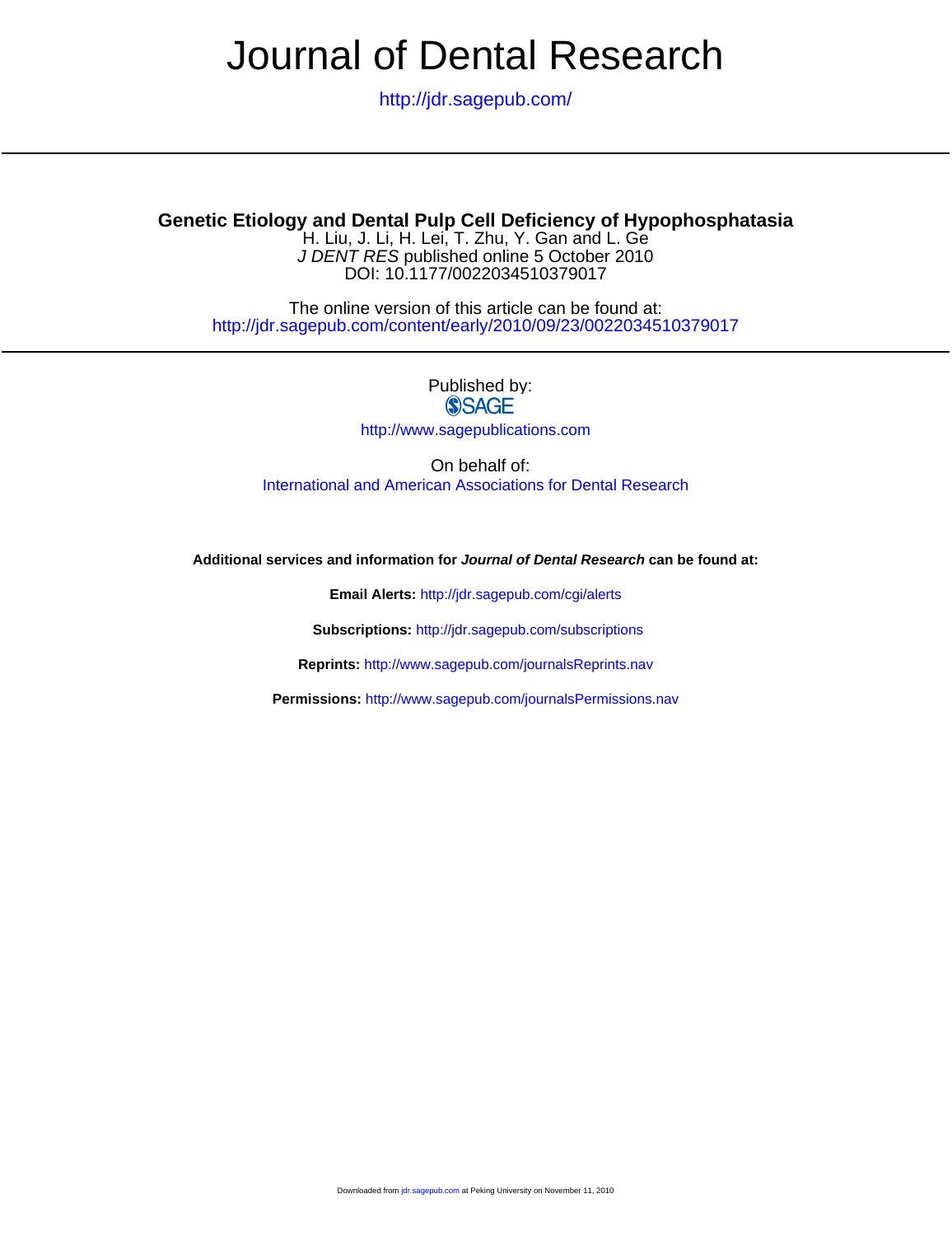# Journal of Dental Research

http://jdr.sagepub.com/

## Genetic Etiology and Dental Pulp Cell Deficiency of Hypophosphatasia

H. Liu, J. Li, H. Lei, T. Zhu, Y. Gan and L. Ge
*J DENT RES* published online 5 October 2010
DOI: 10.1177/0022034510379017

The online version of this article can be found at:
http://jdr.sagepub.com/content/early/2010/09/23/0022034510379017

Published by:
SAGE
http://www.sagepublications.com

On behalf of:
International and American Associations for Dental Research

**Additional services and information for *Journal of Dental Research* can be found at:**

**Email Alerts:** http://jdr.sagepub.com/cgi/alerts

**Subscriptions:** http://jdr.sagepub.com/subscriptions

**Reprints:** http://www.sagepub.com/journalsReprints.nav

**Permissions:** http://www.sagepub.com/journalsPermissions.nav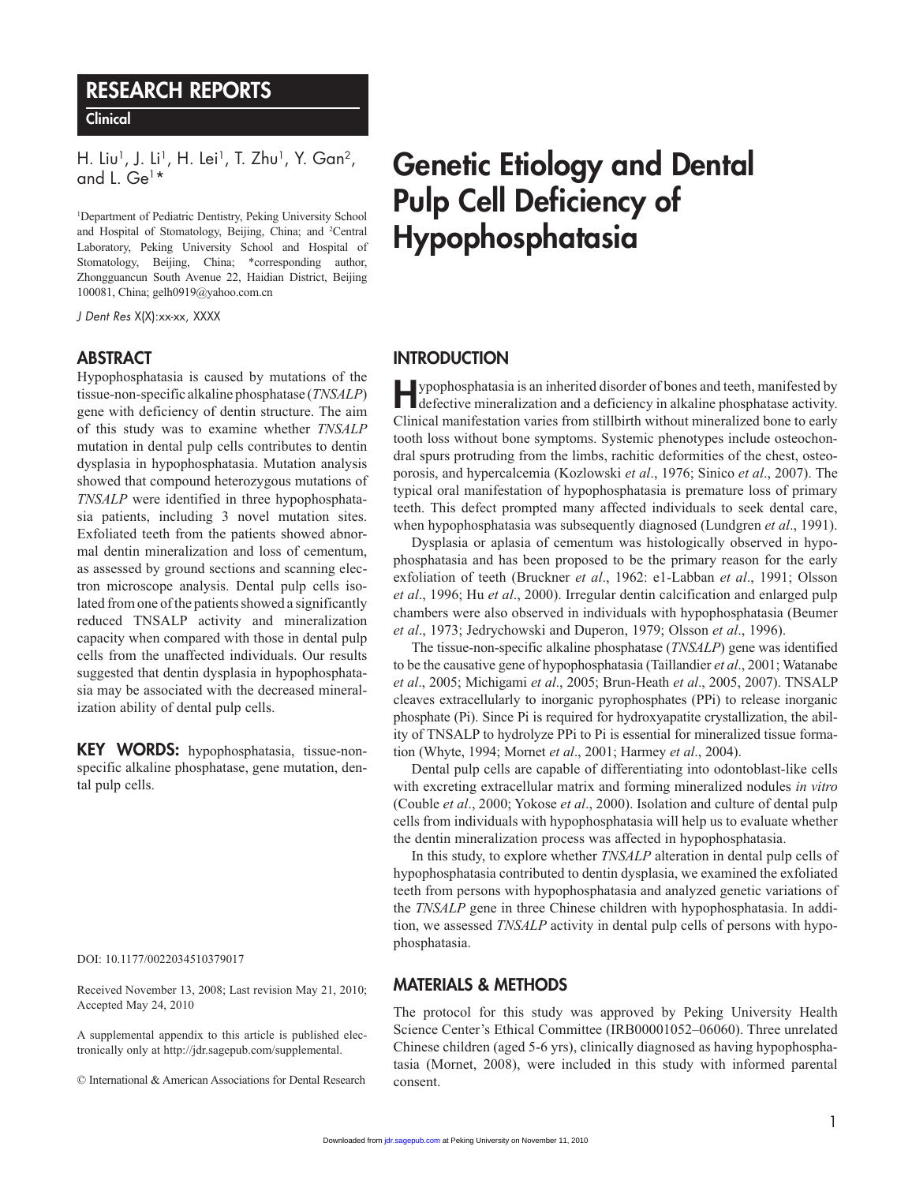# RESEARCH REPORTS

## Clinical

H. Liu[1], J. Li[1], H. Lei[1], T. Zhu[1], Y. Gan[2], and L. Ge[1]*

[1]Department of Pediatric Dentistry, Peking University School and Hospital of Stomatology, Beijing, China; and [2]Central Laboratory, Peking University School and Hospital of Stomatology, Beijing, China; *corresponding author, Zhongguancun South Avenue 22, Haidian District, Beijing 100081, China; gelh0919@yahoo.com.cn

*J Dent Res* X(X):xx-xx, XXXX

# Genetic Etiology and Dental Pulp Cell Deficiency of Hypophosphatasia

## ABSTRACT

Hypophosphatasia is caused by mutations of the tissue-non-specific alkaline phosphatase (*TNSALP*) gene with deficiency of dentin structure. The aim of this study was to examine whether *TNSALP* mutation in dental pulp cells contributes to dentin dysplasia in hypophosphatasia. Mutation analysis showed that compound heterozygous mutations of *TNSALP* were identified in three hypophosphatasia patients, including 3 novel mutation sites. Exfoliated teeth from the patients showed abnormal dentin mineralization and loss of cementum, as assessed by ground sections and scanning electron microscope analysis. Dental pulp cells isolated from one of the patients showed a significantly reduced TNSALP activity and mineralization capacity when compared with those in dental pulp cells from the unaffected individuals. Our results suggested that dentin dysplasia in hypophosphatasia may be associated with the decreased mineralization ability of dental pulp cells.

**KEY WORDS:** hypophosphatasia, tissue-non-specific alkaline phosphatase, gene mutation, dental pulp cells.

DOI: 10.1177/0022034510379017

Received November 13, 2008; Last revision May 21, 2010; Accepted May 24, 2010

A supplemental appendix to this article is published electronically only at http://jdr.sagepub.com/supplemental.

© International & American Associations for Dental Research

## INTRODUCTION

Hypophosphatasia is an inherited disorder of bones and teeth, manifested by defective mineralization and a deficiency in alkaline phosphatase activity. Clinical manifestation varies from stillbirth without mineralized bone to early tooth loss without bone symptoms. Systemic phenotypes include osteochondral spurs protruding from the limbs, rachitic deformities of the chest, osteoporosis, and hypercalcemia (Kozlowski *et al*., 1976; Sinico *et al*., 2007). The typical oral manifestation of hypophosphatasia is premature loss of primary teeth. This defect prompted many affected individuals to seek dental care, when hypophosphatasia was subsequently diagnosed (Lundgren *et al*., 1991).

Dysplasia or aplasia of cementum was histologically observed in hypophosphatasia and has been proposed to be the primary reason for the early exfoliation of teeth (Bruckner *et al*., 1962: e1-Labban *et al*., 1991; Olsson *et al*., 1996; Hu *et al*., 2000). Irregular dentin calcification and enlarged pulp chambers were also observed in individuals with hypophosphatasia (Beumer *et al*., 1973; Jedrychowski and Duperon, 1979; Olsson *et al*., 1996).

The tissue-non-specific alkaline phosphatase (*TNSALP*) gene was identified to be the causative gene of hypophosphatasia (Taillandier *et al*., 2001; Watanabe *et al*., 2005; Michigami *et al*., 2005; Brun-Heath *et al*., 2005, 2007). TNSALP cleaves extracellularly to inorganic pyrophosphates (PPi) to release inorganic phosphate (Pi). Since Pi is required for hydroxyapatite crystallization, the ability of TNSALP to hydrolyze PPi to Pi is essential for mineralized tissue formation (Whyte, 1994; Mornet *et al*., 2001; Harmey *et al*., 2004).

Dental pulp cells are capable of differentiating into odontoblast-like cells with excreting extracellular matrix and forming mineralized nodules *in vitro* (Couble *et al*., 2000; Yokose *et al*., 2000). Isolation and culture of dental pulp cells from individuals with hypophosphatasia will help us to evaluate whether the dentin mineralization process was affected in hypophosphatasia.

In this study, to explore whether *TNSALP* alteration in dental pulp cells of hypophosphatasia contributed to dentin dysplasia, we examined the exfoliated teeth from persons with hypophosphatasia and analyzed genetic variations of the *TNSALP* gene in three Chinese children with hypophosphatasia. In addition, we assessed *TNSALP* activity in dental pulp cells of persons with hypophosphatasia.

## MATERIALS & METHODS

The protocol for this study was approved by Peking University Health Science Center's Ethical Committee (IRB00001052–06060). Three unrelated Chinese children (aged 5-6 yrs), clinically diagnosed as having hypophosphatasia (Mornet, 2008), were included in this study with informed parental consent.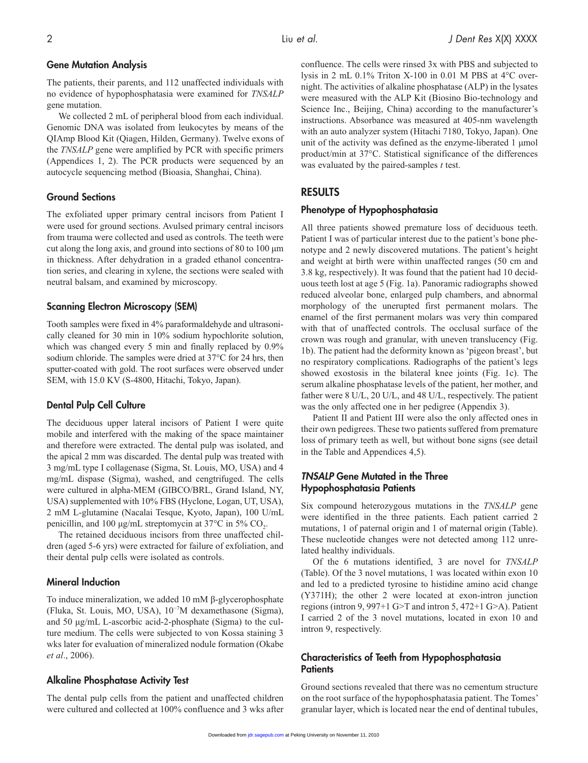### Gene Mutation Analysis

The patients, their parents, and 112 unaffected individuals with no evidence of hypophosphatasia were examined for *TNSALP* gene mutation.

We collected 2 mL of peripheral blood from each individual. Genomic DNA was isolated from leukocytes by means of the QIAmp Blood Kit (Qiagen, Hilden, Germany). Twelve exons of the *TNSALP* gene were amplified by PCR with specific primers (Appendices 1, 2). The PCR products were sequenced by an autocycle sequencing method (Bioasia, Shanghai, China).

### Ground Sections

The exfoliated upper primary central incisors from Patient I were used for ground sections. Avulsed primary central incisors from trauma were collected and used as controls. The teeth were cut along the long axis, and ground into sections of 80 to 100 μm in thickness. After dehydration in a graded ethanol concentration series, and clearing in xylene, the sections were sealed with neutral balsam, and examined by microscopy.

### Scanning Electron Microscopy (SEM)

Tooth samples were fixed in 4% paraformaldehyde and ultrasonically cleaned for 30 min in 10% sodium hypochlorite solution, which was changed every 5 min and finally replaced by 0.9% sodium chloride. The samples were dried at 37°C for 24 hrs, then sputter-coated with gold. The root surfaces were observed under SEM, with 15.0 KV (S-4800, Hitachi, Tokyo, Japan).

### Dental Pulp Cell Culture

The deciduous upper lateral incisors of Patient I were quite mobile and interfered with the making of the space maintainer and therefore were extracted. The dental pulp was isolated, and the apical 2 mm was discarded. The dental pulp was treated with 3 mg/mL type I collagenase (Sigma, St. Louis, MO, USA) and 4 mg/mL dispase (Sigma), washed, and cengtrifuged. The cells were cultured in alpha-MEM (GIBCO/BRL, Grand Island, NY, USA) supplemented with 10% FBS (Hyclone, Logan, UT, USA), 2 mM L-glutamine (Nacalai Tesque, Kyoto, Japan), 100 U/mL penicillin, and 100 μg/mL streptomycin at 37°C in 5% $CO_2$.

The retained deciduous incisors from three unaffected children (aged 5-6 yrs) were extracted for failure of exfoliation, and their dental pulp cells were isolated as controls.

### Mineral Induction

To induce mineralization, we added 10 mM β-glycerophosphate (Fluka, St. Louis, MO, USA), $10^{-7}$M dexamethasone (Sigma), and 50 μg/mL L-ascorbic acid-2-phosphate (Sigma) to the culture medium. The cells were subjected to von Kossa staining 3 wks later for evaluation of mineralized nodule formation (Okabe *et al*., 2006).

### Alkaline Phosphatase Activity Test

The dental pulp cells from the patient and unaffected children were cultured and collected at 100% confluence and 3 wks after confluence. The cells were rinsed 3x with PBS and subjected to lysis in 2 mL 0.1% Triton X-100 in 0.01 M PBS at 4°C overnight. The activities of alkaline phosphatase (ALP) in the lysates were measured with the ALP Kit (Biosino Bio-technology and Science Inc., Beijing, China) according to the manufacturer's instructions. Absorbance was measured at 405-nm wavelength with an auto analyzer system (Hitachi 7180, Tokyo, Japan). One unit of the activity was defined as the enzyme-liberated 1 μmol product/min at 37°C. Statistical significance of the differences was evaluated by the paired-samples *t* test.

## RESULTS

### Phenotype of Hypophosphatasia

All three patients showed premature loss of deciduous teeth. Patient I was of particular interest due to the patient's bone phenotype and 2 newly discovered mutations. The patient's height and weight at birth were within unaffected ranges (50 cm and 3.8 kg, respectively). It was found that the patient had 10 deciduous teeth lost at age 5 (Fig. 1a). Panoramic radiographs showed reduced alveolar bone, enlarged pulp chambers, and abnormal morphology of the unerupted first permanent molars. The enamel of the first permanent molars was very thin compared with that of unaffected controls. The occlusal surface of the crown was rough and granular, with uneven translucency (Fig. 1b). The patient had the deformity known as 'pigeon breast', but no respiratory complications. Radiographs of the patient's legs showed exostosis in the bilateral knee joints (Fig. 1c). The serum alkaline phosphatase levels of the patient, her mother, and father were 8 U/L, 20 U/L, and 48 U/L, respectively. The patient was the only affected one in her pedigree (Appendix 3).

Patient II and Patient III were also the only affected ones in their own pedigrees. These two patients suffered from premature loss of primary teeth as well, but without bone signs (see detail in the Table and Appendices 4,5).

### *TNSALP* Gene Mutated in the Three Hypophosphatasia Patients

Six compound heterozygous mutations in the *TNSALP* gene were identified in the three patients. Each patient carried 2 mutations, 1 of paternal origin and 1 of maternal origin (Table). These nucleotide changes were not detected among 112 unrelated healthy individuals.

Of the 6 mutations identified, 3 are novel for *TNSALP* (Table). Of the 3 novel mutations, 1 was located within exon 10 and led to a predicted tyrosine to histidine amino acid change (Y371H); the other 2 were located at exon-intron junction regions (intron 9, 997+1 G>T and intron 5, 472+1 G>A). Patient I carried 2 of the 3 novel mutations, located in exon 10 and intron 9, respectively.

### Characteristics of Teeth from Hypophosphatasia Patients

Ground sections revealed that there was no cementum structure on the root surface of the hypophosphatasia patient. The Tomes' granular layer, which is located near the end of dentinal tubules,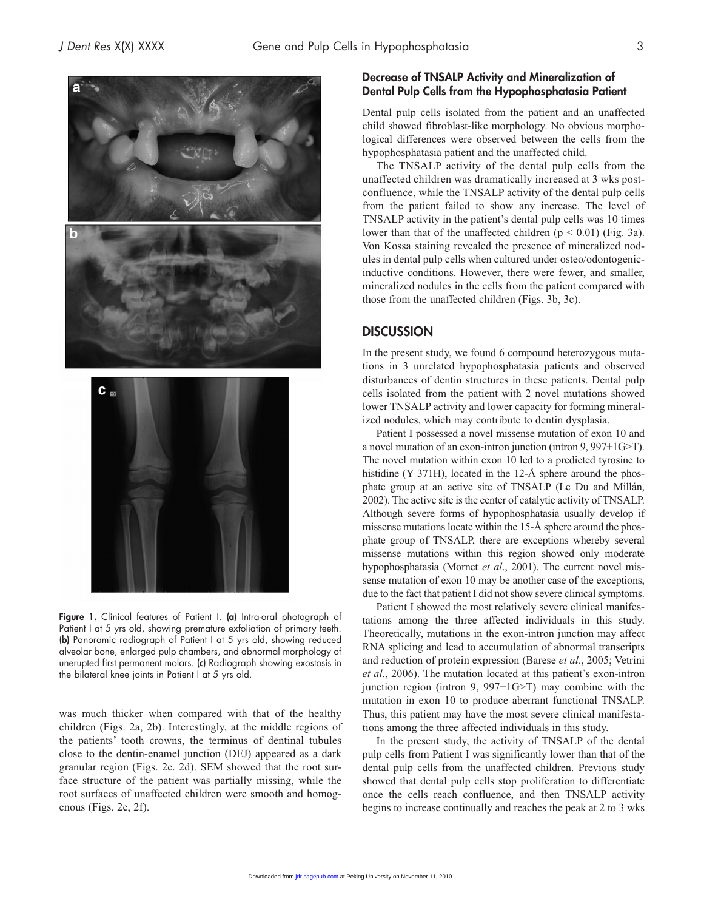Figure 1. Clinical features of Patient I. **(a)** Intra-oral photograph of Patient I at 5 yrs old, showing premature exfoliation of primary teeth. **(b)** Panoramic radiograph of Patient I at 5 yrs old, showing reduced alveolar bone, enlarged pulp chambers, and abnormal morphology of unerupted first permanent molars. **(c)** Radiograph showing exostosis in the bilateral knee joints in Patient I at 5 yrs old.

was much thicker when compared with that of the healthy children (Figs. 2a, 2b). Interestingly, at the middle regions of the patients' tooth crowns, the terminus of dentinal tubules close to the dentin-enamel junction (DEJ) appeared as a dark granular region (Figs. 2c. 2d). SEM showed that the root surface structure of the patient was partially missing, while the root surfaces of unaffected children were smooth and homogenous (Figs. 2e, 2f).

### Decrease of TNSALP Activity and Mineralization of Dental Pulp Cells from the Hypophosphatasia Patient

Dental pulp cells isolated from the patient and an unaffected child showed fibroblast-like morphology. No obvious morphological differences were observed between the cells from the hypophosphatasia patient and the unaffected child.

The TNSALP activity of the dental pulp cells from the unaffected children was dramatically increased at 3 wks post-confluence, while the TNSALP activity of the dental pulp cells from the patient failed to show any increase. The level of TNSALP activity in the patient's dental pulp cells was 10 times lower than that of the unaffected children ($p < 0.01$) (Fig. 3a). Von Kossa staining revealed the presence of mineralized nodules in dental pulp cells when cultured under osteo/odontogenic-inductive conditions. However, there were fewer, and smaller, mineralized nodules in the cells from the patient compared with those from the unaffected children (Figs. 3b, 3c).

## DISCUSSION

In the present study, we found 6 compound heterozygous mutations in 3 unrelated hypophosphatasia patients and observed disturbances of dentin structures in these patients. Dental pulp cells isolated from the patient with 2 novel mutations showed lower TNSALP activity and lower capacity for forming mineralized nodules, which may contribute to dentin dysplasia.

Patient I possessed a novel missense mutation of exon 10 and a novel mutation of an exon-intron junction (intron 9, 997+1G>T). The novel mutation within exon 10 led to a predicted tyrosine to histidine (Y 371H), located in the 12-Å sphere around the phosphate group at an active site of TNSALP (Le Du and Millán, 2002). The active site is the center of catalytic activity of TNSALP. Although severe forms of hypophosphatasia usually develop if missense mutations locate within the 15-Å sphere around the phosphate group of TNSALP, there are exceptions whereby several missense mutations within this region showed only moderate hypophosphatasia (Mornet *et al*., 2001). The current novel missense mutation of exon 10 may be another case of the exceptions, due to the fact that patient I did not show severe clinical symptoms.

Patient I showed the most relatively severe clinical manifestations among the three affected individuals in this study. Theoretically, mutations in the exon-intron junction may affect RNA splicing and lead to accumulation of abnormal transcripts and reduction of protein expression (Barese *et al*., 2005; Vetrini *et al*., 2006). The mutation located at this patient's exon-intron junction region (intron 9, 997+1G>T) may combine with the mutation in exon 10 to produce aberrant functional TNSALP. Thus, this patient may have the most severe clinical manifestations among the three affected individuals in this study.

In the present study, the activity of TNSALP of the dental pulp cells from Patient I was significantly lower than that of the dental pulp cells from the unaffected children. Previous study showed that dental pulp cells stop proliferation to differentiate once the cells reach confluence, and then TNSALP activity begins to increase continually and reaches the peak at 2 to 3 wks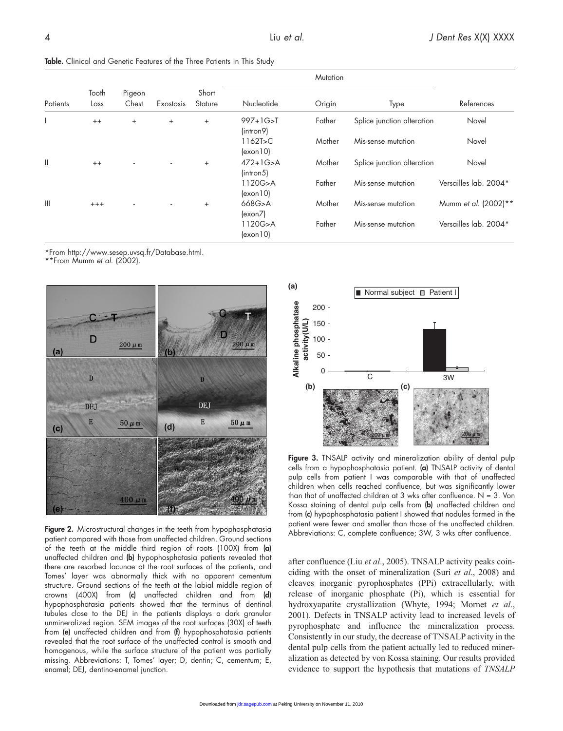**Table.** Clinical and Genetic Features of the Three Patients in This Study

| Patients | Tooth Loss | Pigeon Chest | Exostosis | Short Stature | Mutation | | | References |
|---|---|---|---|---|---|---|---|---|
| | | | | | Nucleotide | Origin | Type | |
| I | ++ | + | + | + | 997+1G>T (intron9) | Father | Splice junction alteration | Novel |
| | | | | | 1162T>C (exon10) | Mother | Mis-sense mutation | Novel |
| II | ++ | - | - | + | 472+1G>A (intron5) | Mother | Splice junction alteration | Novel |
| | | | | | 1120G>A (exon10) | Father | Mis-sense mutation | Versailles lab. 2004* |
| III | +++ | - | - | + | 668G>A (exon7) | Mother | Mis-sense mutation | Mumm *et al.* (2002)** |
| | | | | | 1120G>A (exon10) | Father | Mis-sense mutation | Versailles lab. 2004* |

*From http://www.sesep.uvsq.fr/Database.html.
**From Mumm *et al.* (2002).

**Figure 2.** Microstructural changes in the teeth from hypophosphatasia patient compared with those from unaffected children. Ground sections of the teeth at the middle third region of roots (100X) from **(a)** unaffected children and **(b)** hypophosphatasia patients revealed that there are resorbed lacunae at the root surfaces of the patients, and Tomes' layer was abnormally thick with no apparent cementum structure. Ground sections of the teeth at the labial middle region of crowns (400X) from **(c)** unaffected children and from **(d)** hypophosphatasia patients showed that the terminus of dentinal tubules close to the DEJ in the patients displays a dark granular unmineralized region. SEM images of the root surfaces (30X) of teeth from **(e)** unaffected children and from **(f)** hypophosphatasia patients revealed that the root surface of the unaffected control is smooth and homogenous, while the surface structure of the patient was partially missing. Abbreviations: T, Tomes' layer; D, dentin; C, cementum; E, enamel; DEJ, dentino-enamel junction.

**Figure 3.** TNSALP activity and mineralization ability of dental pulp cells from a hypophosphatasia patient. **(a)** TNSALP activity of dental pulp cells from patient I was comparable with that of unaffected children when cells reached confluence, but was significantly lower than that of unaffected children at 3 wks after confluence. N = 3. Von Kossa staining of dental pulp cells from **(b)** unaffected children and from **(c)** hypophosphatasia patient I showed that nodules formed in the patient were fewer and smaller than those of the unaffected children. Abbreviations: C, complete confluence; 3W, 3 wks after confluence.

after confluence (Liu *et al*., 2005). TNSALP activity peaks coinciding with the onset of mineralization (Suri *et al*., 2008) and cleaves inorganic pyrophosphates (PPi) extracellularly, with release of inorganic phosphate (Pi), which is essential for hydroxyapatite crystallization (Whyte, 1994; Mornet *et al*., 2001). Defects in TNSALP activity lead to increased levels of pyrophosphate and influence the mineralization process. Consistently in our study, the decrease of TNSALP activity in the dental pulp cells from the patient actually led to reduced mineralization as detected by von Kossa staining. Our results provided evidence to support the hypothesis that mutations of *TNSALP*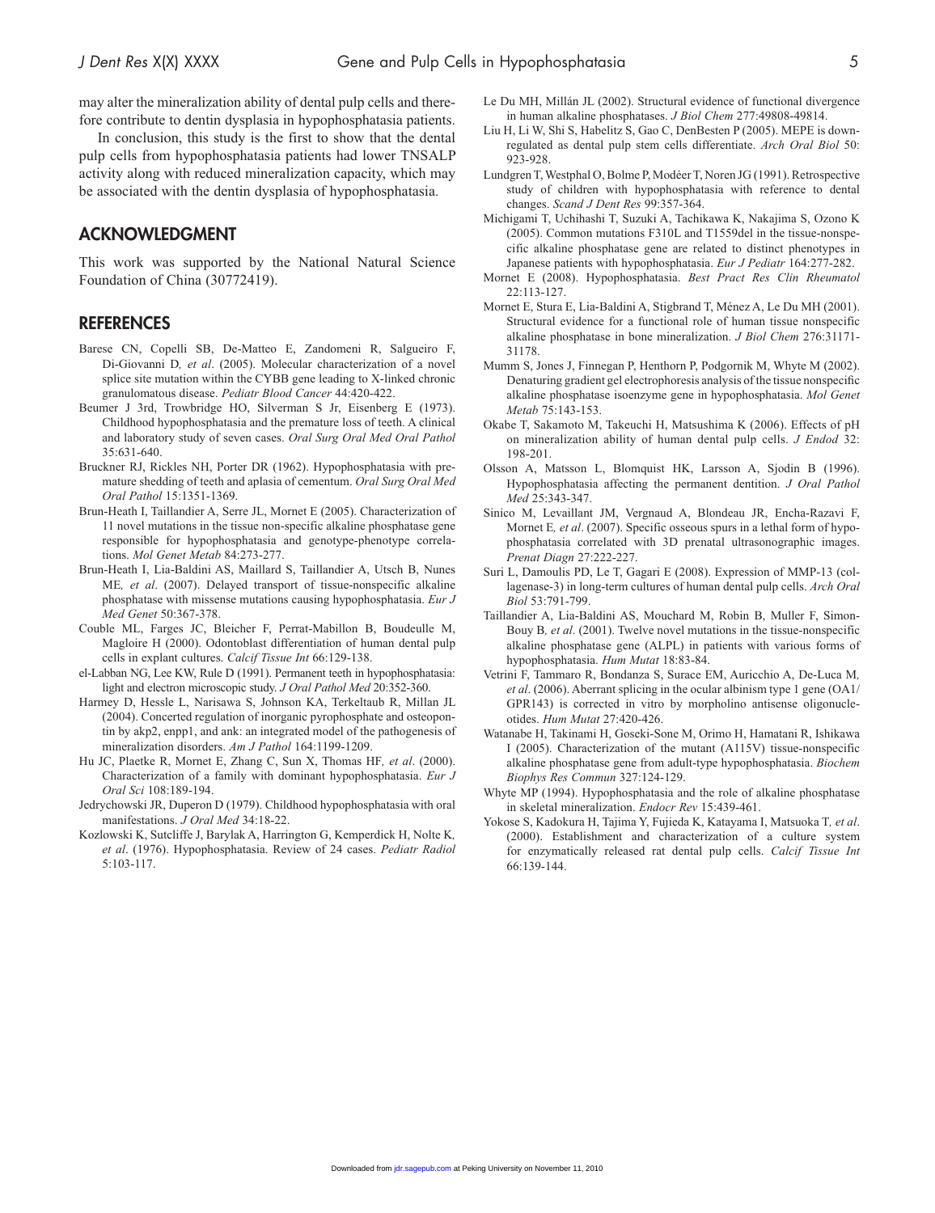may alter the mineralization ability of dental pulp cells and therefore contribute to dentin dysplasia in hypophosphatasia patients.

In conclusion, this study is the first to show that the dental pulp cells from hypophosphatasia patients had lower TNSALP activity along with reduced mineralization capacity, which may be associated with the dentin dysplasia of hypophosphatasia.

## ACKNOWLEDGMENT

This work was supported by the National Natural Science Foundation of China (30772419).

## REFERENCES

Barese CN, Copelli SB, De-Matteo E, Zandomeni R, Salgueiro F, Di-Giovanni D*, et al*. (2005). Molecular characterization of a novel splice site mutation within the CYBB gene leading to X-linked chronic granulomatous disease. *Pediatr Blood Cancer* 44:420-422.

Beumer J 3rd, Trowbridge HO, Silverman S Jr, Eisenberg E (1973). Childhood hypophosphatasia and the premature loss of teeth. A clinical and laboratory study of seven cases. *Oral Surg Oral Med Oral Pathol* 35:631-640.

Bruckner RJ, Rickles NH, Porter DR (1962). Hypophosphatasia with premature shedding of teeth and aplasia of cementum. *Oral Surg Oral Med Oral Pathol* 15:1351-1369.

Brun-Heath I, Taillandier A, Serre JL, Mornet E (2005). Characterization of 11 novel mutations in the tissue non-specific alkaline phosphatase gene responsible for hypophosphatasia and genotype-phenotype correlations. *Mol Genet Metab* 84:273-277.

Brun-Heath I, Lia-Baldini AS, Maillard S, Taillandier A, Utsch B, Nunes ME*, et al*. (2007). Delayed transport of tissue-nonspecific alkaline phosphatase with missense mutations causing hypophosphatasia. *Eur J Med Genet* 50:367-378.

Couble ML, Farges JC, Bleicher F, Perrat-Mabillon B, Boudeulle M, Magloire H (2000). Odontoblast differentiation of human dental pulp cells in explant cultures. *Calcif Tissue Int* 66:129-138.

el-Labban NG, Lee KW, Rule D (1991). Permanent teeth in hypophosphatasia: light and electron microscopic study. *J Oral Pathol Med* 20:352-360.

Harmey D, Hessle L, Narisawa S, Johnson KA, Terkeltaub R, Millan JL (2004). Concerted regulation of inorganic pyrophosphate and osteopontin by akp2, enpp1, and ank: an integrated model of the pathogenesis of mineralization disorders. *Am J Pathol* 164:1199-1209.

Hu JC, Plaetke R, Mornet E, Zhang C, Sun X, Thomas HF*, et al*. (2000). Characterization of a family with dominant hypophosphatasia. *Eur J Oral Sci* 108:189-194.

Jedrychowski JR, Duperon D (1979). Childhood hypophosphatasia with oral manifestations. *J Oral Med* 34:18-22.

Kozlowski K, Sutcliffe J, Barylak A, Harrington G, Kemperdick H, Nolte K*, et al*. (1976). Hypophosphatasia. Review of 24 cases. *Pediatr Radiol* 5:103-117.

Le Du MH, Millán JL (2002). Structural evidence of functional divergence in human alkaline phosphatases. *J Biol Chem* 277:49808-49814.

Liu H, Li W, Shi S, Habelitz S, Gao C, DenBesten P (2005). MEPE is downregulated as dental pulp stem cells differentiate. *Arch Oral Biol* 50: 923-928.

Lundgren T, Westphal O, Bolme P, Modéer T, Noren JG (1991). Retrospective study of children with hypophosphatasia with reference to dental changes. *Scand J Dent Res* 99:357-364.

Michigami T, Uchihashi T, Suzuki A, Tachikawa K, Nakajima S, Ozono K (2005). Common mutations F310L and T1559del in the tissue-nonspecific alkaline phosphatase gene are related to distinct phenotypes in Japanese patients with hypophosphatasia. *Eur J Pediatr* 164:277-282.

Mornet E (2008). Hypophosphatasia. *Best Pract Res Clin Rheumatol* 22:113-127.

Mornet E, Stura E, Lia-Baldini A, Stigbrand T, Ménez A, Le Du MH (2001). Structural evidence for a functional role of human tissue nonspecific alkaline phosphatase in bone mineralization. *J Biol Chem* 276:31171-31178.

Mumm S, Jones J, Finnegan P, Henthorn P, Podgornik M, Whyte M (2002). Denaturing gradient gel electrophoresis analysis of the tissue nonspecific alkaline phosphatase isoenzyme gene in hypophosphatasia. *Mol Genet Metab* 75:143-153.

Okabe T, Sakamoto M, Takeuchi H, Matsushima K (2006). Effects of pH on mineralization ability of human dental pulp cells. *J Endod* 32: 198-201.

Olsson A, Matsson L, Blomquist HK, Larsson A, Sjodin B (1996). Hypophosphatasia affecting the permanent dentition. *J Oral Pathol Med* 25:343-347.

Sinico M, Levaillant JM, Vergnaud A, Blondeau JR, Encha-Razavi F, Mornet E*, et al*. (2007). Specific osseous spurs in a lethal form of hypophosphatasia correlated with 3D prenatal ultrasonographic images. *Prenat Diagn* 27:222-227.

Suri L, Damoulis PD, Le T, Gagari E (2008). Expression of MMP-13 (collagenase-3) in long-term cultures of human dental pulp cells. *Arch Oral Biol* 53:791-799.

Taillandier A, Lia-Baldini AS, Mouchard M, Robin B, Muller F, Simon-Bouy B*, et al*. (2001). Twelve novel mutations in the tissue-nonspecific alkaline phosphatase gene (ALPL) in patients with various forms of hypophosphatasia. *Hum Mutat* 18:83-84.

Vetrini F, Tammaro R, Bondanza S, Surace EM, Auricchio A, De-Luca M*, et al*. (2006). Aberrant splicing in the ocular albinism type 1 gene (OA1/GPR143) is corrected in vitro by morpholino antisense oligonucleotides. *Hum Mutat* 27:420-426.

Watanabe H, Takinami H, Goseki-Sone M, Orimo H, Hamatani R, Ishikawa I (2005). Characterization of the mutant (A115V) tissue-nonspecific alkaline phosphatase gene from adult-type hypophosphatasia. *Biochem Biophys Res Commun* 327:124-129.

Whyte MP (1994). Hypophosphatasia and the role of alkaline phosphatase in skeletal mineralization. *Endocr Rev* 15:439-461.

Yokose S, Kadokura H, Tajima Y, Fujieda K, Katayama I, Matsuoka T*, et al*. (2000). Establishment and characterization of a culture system for enzymatically released rat dental pulp cells. *Calcif Tissue Int* 66:139-144.